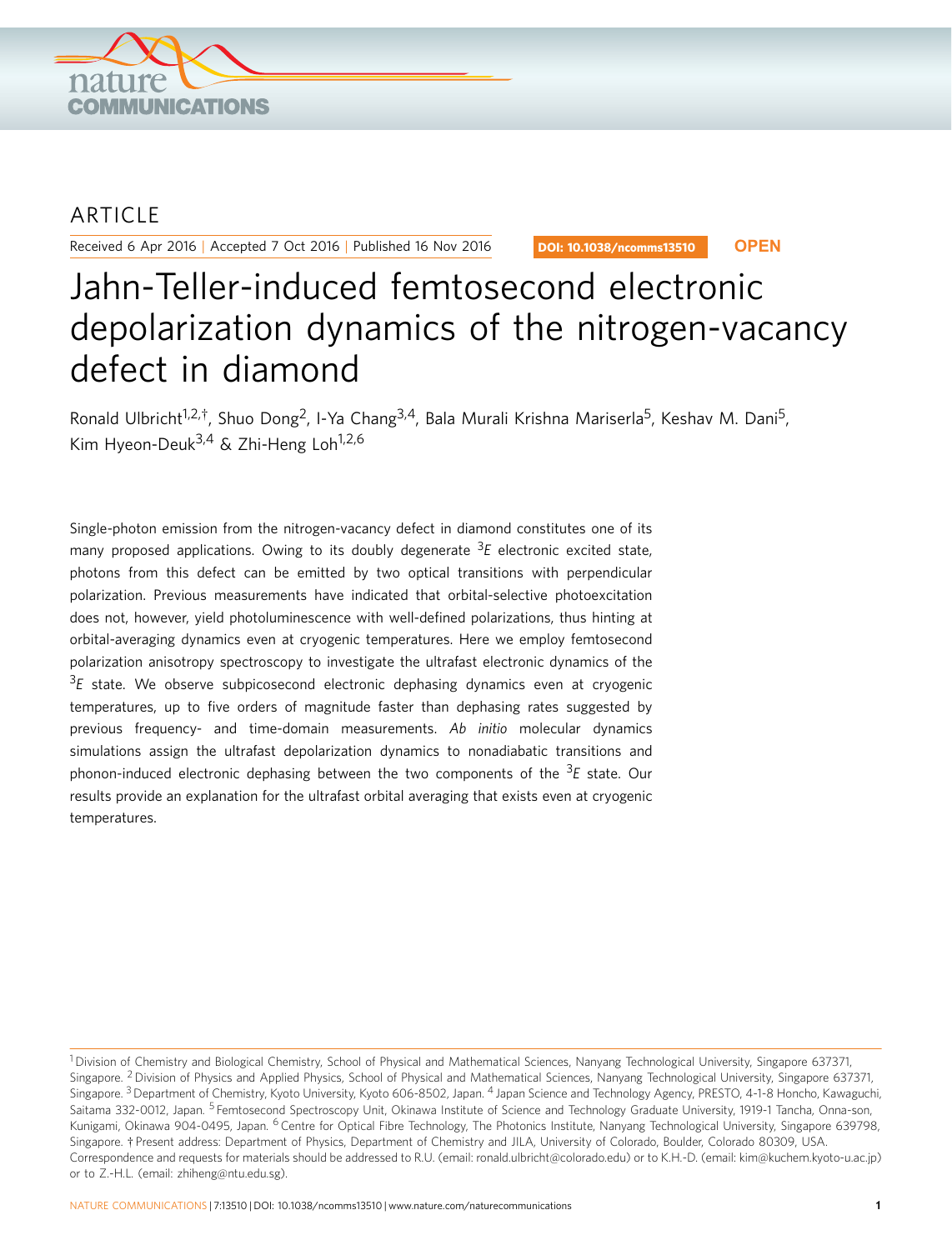ARTICLE

Received 6 Apr 2016 | Accepted 7 Oct 2016 | Published 16 Nov 2016

DOI: 10.1038/ncomms13510 **OPEN**

# Jahn-Teller-induced femtosecond electronic depolarization dynamics of the nitrogen-vacancy defect in diamond

Ronald Ulbricht[1,2,†], Shuo Dong[2], I-Ya Chang[3,4], Bala Murali Krishna Mariserla[5], Keshav M. Dani[5], Kim Hyeon-Deuk[3,4] & Zhi-Heng Loh[1,2,6]

Single-photon emission from the nitrogen-vacancy defect in diamond constitutes one of its many proposed applications. Owing to its doubly degenerate $^3E$ electronic excited state, photons from this defect can be emitted by two optical transitions with perpendicular polarization. Previous measurements have indicated that orbital-selective photoexcitation does not, however, yield photoluminescence with well-defined polarizations, thus hinting at orbital-averaging dynamics even at cryogenic temperatures. Here we employ femtosecond polarization anisotropy spectroscopy to investigate the ultrafast electronic dynamics of the $^3E$ state. We observe subpicosecond electronic dephasing dynamics even at cryogenic temperatures, up to five orders of magnitude faster than dephasing rates suggested by previous frequency- and time-domain measurements. *Ab initio* molecular dynamics simulations assign the ultrafast depolarization dynamics to nonadiabatic transitions and phonon-induced electronic dephasing between the two components of the $^3E$ state. Our results provide an explanation for the ultrafast orbital averaging that exists even at cryogenic temperatures.

[1] Division of Chemistry and Biological Chemistry, School of Physical and Mathematical Sciences, Nanyang Technological University, Singapore 637371, Singapore. [2] Division of Physics and Applied Physics, School of Physical and Mathematical Sciences, Nanyang Technological University, Singapore 637371, Singapore. [3] Department of Chemistry, Kyoto University, Kyoto 606-8502, Japan. [4] Japan Science and Technology Agency, PRESTO, 4-1-8 Honcho, Kawaguchi, Saitama 332-0012, Japan. [5] Femtosecond Spectroscopy Unit, Okinawa Institute of Science and Technology Graduate University, 1919-1 Tancha, Onna-son, Kunigami, Okinawa 904-0495, Japan. [6] Centre for Optical Fibre Technology, The Photonics Institute, Nanyang Technological University, Singapore 639798, Singapore. † Present address: Department of Physics, Department of Chemistry and JILA, University of Colorado, Boulder, Colorado 80309, USA. Correspondence and requests for materials should be addressed to R.U. (email: ronald.ulbricht@colorado.edu) or to K.H.-D. (email: kim@kuchem.kyoto-u.ac.jp) or to Z.-H.L. (email: zhiheng@ntu.edu.sg).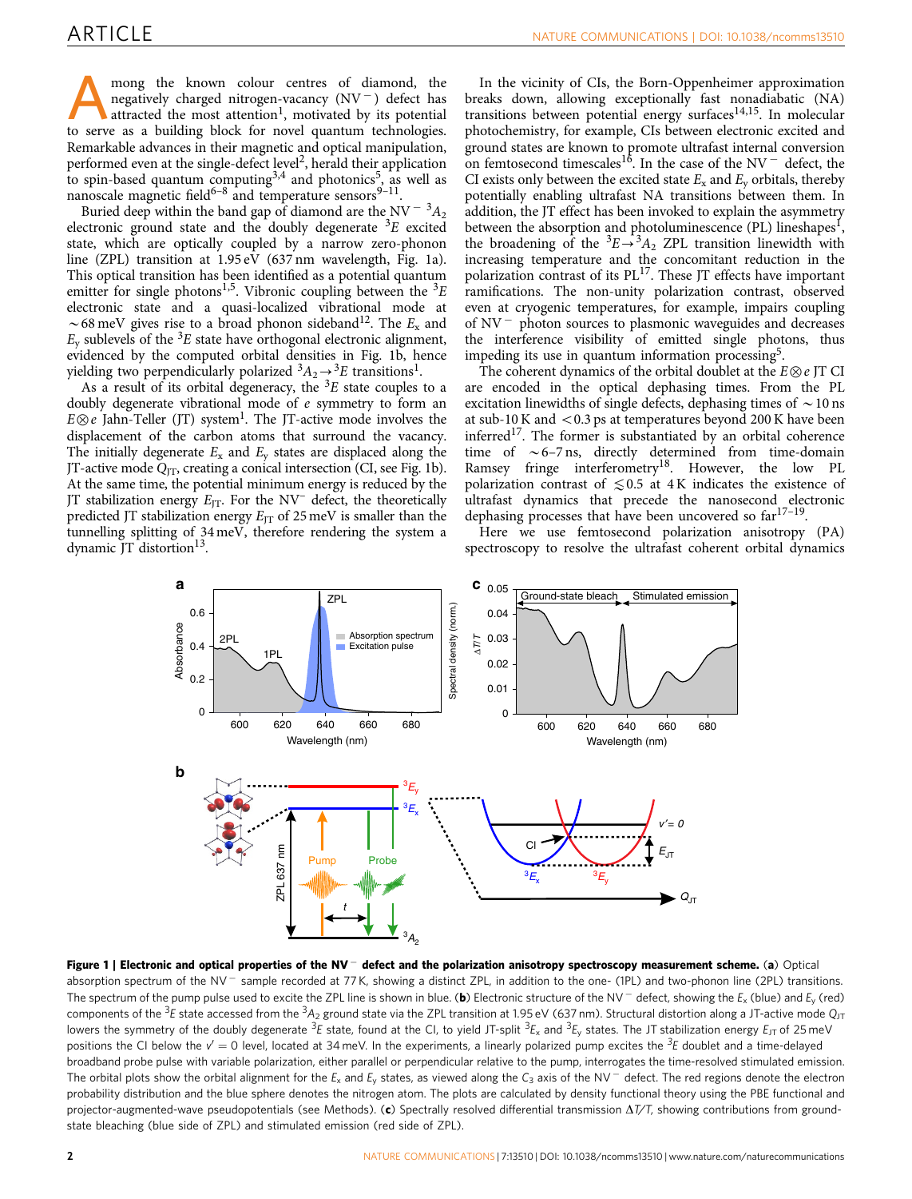Among the known colour centres of diamond, the negatively charged nitrogen-vacancy ($NV^-$) defect has attracted the most attention[1], motivated by its potential to serve as a building block for novel quantum technologies. Remarkable advances in their magnetic and optical manipulation, performed even at the single-defect level[2], herald their application to spin-based quantum computing[3,4] and photonics[5], as well as nanoscale magnetic field[6–8] and temperature sensors[9–11].

Buried deep within the band gap of diamond are the $NV^-$ $^3A_2$ electronic ground state and the doubly degenerate $^3E$ excited state, which are optically coupled by a narrow zero-phonon line (ZPL) transition at 1.95 eV (637 nm wavelength, Fig. 1a). This optical transition has been identified as a potential quantum emitter for single photons[1,5]. Vibronic coupling between the $^3E$ electronic state and a quasi-localized vibrational mode at ~68 meV gives rise to a broad phonon sideband[12]. The $E_x$ and $E_y$ sublevels of the $^3E$ state have orthogonal electronic alignment, evidenced by the computed orbital densities in Fig. 1b, hence yielding two perpendicularly polarized $^3A_2 \rightarrow {}^3E$ transitions[1].

As a result of its orbital degeneracy, the $^3E$ state couples to a doubly degenerate vibrational mode of $e$ symmetry to form an $E \otimes e$ Jahn-Teller (JT) system[1]. The JT-active mode involves the displacement of the carbon atoms that surround the vacancy. The initially degenerate $E_x$ and $E_y$ states are displaced along the JT-active mode $Q_{JT}$, creating a conical intersection (CI, see Fig. 1b). At the same time, the potential minimum energy is reduced by the JT stabilization energy $E_{JT}$. For the $NV^-$ defect, the theoretically predicted JT stabilization energy $E_{JT}$ of 25 meV is smaller than the tunnelling splitting of 34 meV, therefore rendering the system a dynamic JT distortion[13].

In the vicinity of CIs, the Born-Oppenheimer approximation breaks down, allowing exceptionally fast nonadiabatic (NA) transitions between potential energy surfaces[14,15]. In molecular photochemistry, for example, CIs between electronic excited and ground states are known to promote ultrafast internal conversion on femtosecond timescales[16]. In the case of the $NV^-$ defect, the CI exists only between the excited state $E_x$ and $E_y$ orbitals, thereby potentially enabling ultrafast NA transitions between them. In addition, the JT effect has been invoked to explain the asymmetry between the absorption and photoluminescence (PL) lineshapes[1], the broadening of the $^3E \rightarrow {}^3A_2$ ZPL transition linewidth with increasing temperature and the concomitant reduction in the polarization contrast of its PL[17]. These JT effects have important ramifications. The non-unity polarization contrast, observed even at cryogenic temperatures, for example, impairs coupling of $NV^-$ photon sources to plasmonic waveguides and decreases the interference visibility of emitted single photons, thus impeding its use in quantum information processing[5].

The coherent dynamics of the orbital doublet at the $E \otimes e$ JT CI are encoded in the optical dephasing times. From the PL excitation linewidths of single defects, dephasing times of ~10 ns at sub-10 K and <0.3 ps at temperatures beyond 200 K have been inferred[17]. The former is substantiated by an orbital coherence time of ~6–7 ns, directly determined from time-domain Ramsey fringe interferometry[18]. However, the low PL polarization contrast of ≲0.5 at 4 K indicates the existence of ultrafast dynamics that precede the nanosecond electronic dephasing processes that have been uncovered so far[17–19].

Here we use femtosecond polarization anisotropy (PA) spectroscopy to resolve the ultrafast coherent orbital dynamics

**Figure 1 | Electronic and optical properties of the $NV^-$ defect and the polarization anisotropy spectroscopy measurement scheme.** (**a**) Optical absorption spectrum of the $NV^-$ sample recorded at 77 K, showing a distinct ZPL, in addition to the one- (1PL) and two-phonon line (2PL) transitions. The spectrum of the pump pulse used to excite the ZPL line is shown in blue. (**b**) Electronic structure of the $NV^-$ defect, showing the $E_x$ (blue) and $E_y$ (red) components of the $^3E$ state accessed from the $^3A_2$ ground state via the ZPL transition at 1.95 eV (637 nm). Structural distortion along a JT-active mode $Q_{JT}$ lowers the symmetry of the doubly degenerate $^3E$ state, found at the CI, to yield JT-split $^3E_x$ and $^3E_y$ states. The JT stabilization energy $E_{JT}$ of 25 meV positions the CI below the $v' = 0$ level, located at 34 meV. In the experiments, a linearly polarized pump excites the $^3E$ doublet and a time-delayed broadband probe pulse with variable polarization, either parallel or perpendicular relative to the pump, interrogates the time-resolved stimulated emission. The orbital plots show the orbital alignment for the $E_x$ and $E_y$ states, as viewed along the $C_3$ axis of the $NV^-$ defect. The red regions denote the electron probability distribution and the blue sphere denotes the nitrogen atom. The plots are calculated by density functional theory using the PBE functional and projector-augmented-wave pseudopotentials (see Methods). (**c**) Spectrally resolved differential transmission $\Delta T/T$, showing contributions from ground-state bleaching (blue side of ZPL) and stimulated emission (red side of ZPL).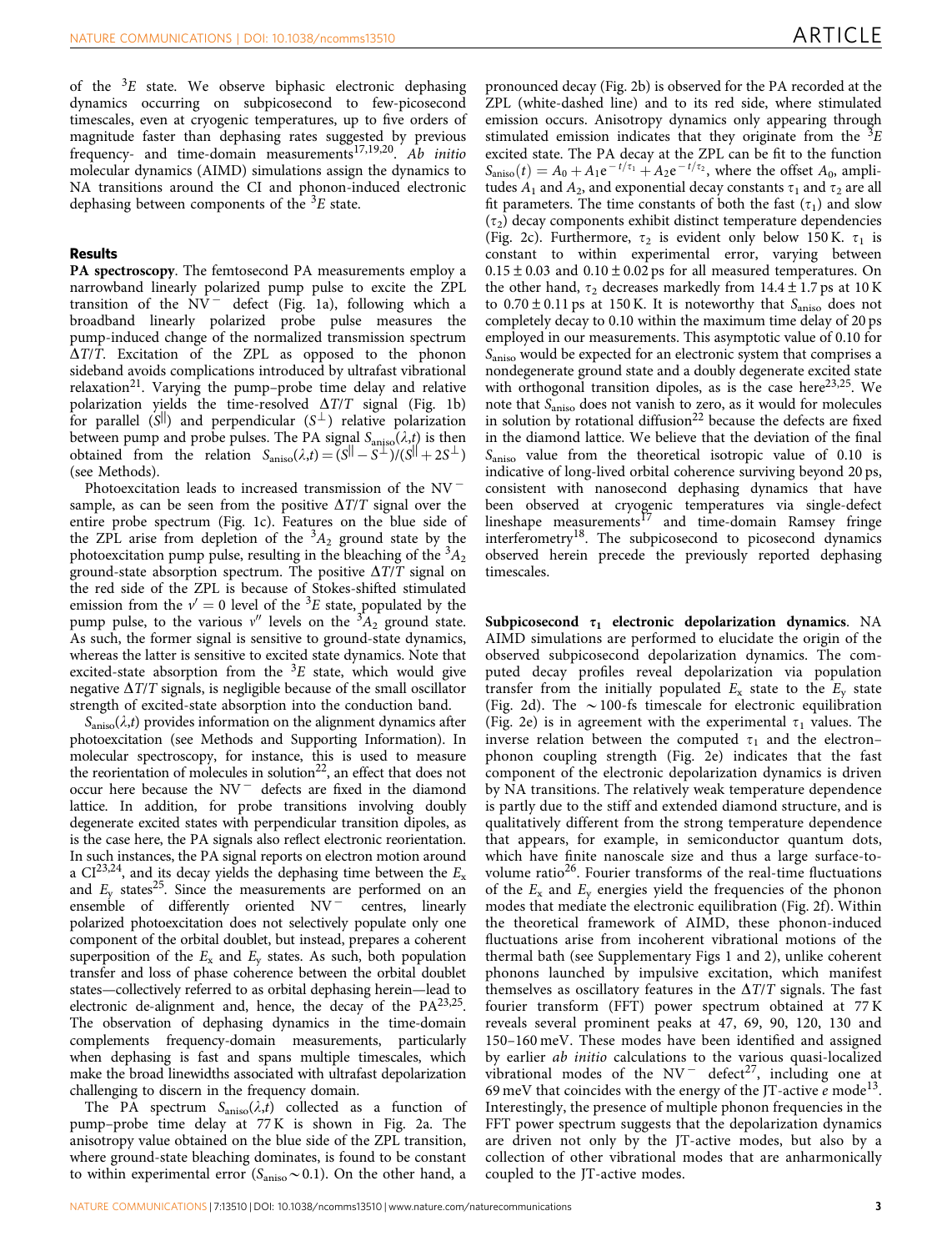of the $^3E$ state. We observe biphasic electronic dephasing dynamics occurring on subpicosecond to few-picosecond timescales, even at cryogenic temperatures, up to five orders of magnitude faster than dephasing rates suggested by previous frequency- and time-domain measurements[17,19,20]. *Ab initio* molecular dynamics (AIMD) simulations assign the dynamics to NA transitions around the CI and phonon-induced electronic dephasing between components of the $^3E$ state.

## Results

**PA spectroscopy**. The femtosecond PA measurements employ a narrowband linearly polarized pump pulse to excite the ZPL transition of the $NV^-$ defect (Fig. 1a), following which a broadband linearly polarized probe pulse measures the pump-induced change of the normalized transmission spectrum $\Delta T/T$. Excitation of the ZPL as opposed to the phonon sideband avoids complications introduced by ultrafast vibrational relaxation[21]. Varying the pump–probe time delay and relative polarization yields the time-resolved $\Delta T/T$ signal (Fig. 1b) for parallel ($S^{||}$) and perpendicular ($S^{\perp}$) relative polarization between pump and probe pulses. The PA signal $S_{aniso}(\lambda,t)$ is then obtained from the relation $S_{aniso}(\lambda,t) = (S^{||} - S^{\perp})/(S^{||} + 2S^{\perp})$ (see Methods).

Photoexcitation leads to increased transmission of the $NV^-$ sample, as can be seen from the positive $\Delta T/T$ signal over the entire probe spectrum (Fig. 1c). Features on the blue side of the ZPL arise from depletion of the $^3A_2$ ground state by the photoexcitation pump pulse, resulting in the bleaching of the $^3A_2$ ground-state absorption spectrum. The positive $\Delta T/T$ signal on the red side of the ZPL is because of Stokes-shifted stimulated emission from the $v' = 0$ level of the $^3E$ state, populated by the pump pulse, to the various $v''$ levels on the $^3A_2$ ground state. As such, the former signal is sensitive to ground-state dynamics, whereas the latter is sensitive to excited state dynamics. Note that excited-state absorption from the $^3E$ state, which would give negative $\Delta T/T$ signals, is negligible because of the small oscillator strength of excited-state absorption into the conduction band.

$S_{aniso}(\lambda,t)$ provides information on the alignment dynamics after photoexcitation (see Methods and Supporting Information). In molecular spectroscopy, for instance, this is used to measure the reorientation of molecules in solution[22], an effect that does not occur here because the $NV^-$ defects are fixed in the diamond lattice. In addition, for probe transitions involving doubly degenerate excited states with perpendicular transition dipoles, as is the case here, the PA signals also reflect electronic reorientation. In such instances, the PA signal reports on electron motion around a CI[23,24], and its decay yields the dephasing time between the $E_x$ and $E_y$ states[25]. Since the measurements are performed on an ensemble of differently oriented $NV^-$ centres, linearly polarized photoexcitation does not selectively populate only one component of the orbital doublet, but instead, prepares a coherent superposition of the $E_x$ and $E_y$ states. As such, both population transfer and loss of phase coherence between the orbital doublet states—collectively referred to as orbital dephasing herein—lead to electronic de-alignment and, hence, the decay of the PA[23,25]. The observation of dephasing dynamics in the time-domain complements frequency-domain measurements, particularly when dephasing is fast and spans multiple timescales, which make the broad linewidths associated with ultrafast depolarization challenging to discern in the frequency domain.

The PA spectrum $S_{aniso}(\lambda,t)$ collected as a function of pump–probe time delay at 77 K is shown in Fig. 2a. The anisotropy value obtained on the blue side of the ZPL transition, where ground-state bleaching dominates, is found to be constant to within experimental error ($S_{aniso} \sim 0.1$). On the other hand, a pronounced decay (Fig. 2b) is observed for the PA recorded at the ZPL (white-dashed line) and to its red side, where stimulated emission occurs. Anisotropy dynamics only appearing through stimulated emission indicates that they originate from the $^3E$ excited state. The PA decay at the ZPL can be fit to the function $S_{aniso}(t) = A_0 + A_1 e^{-t/\tau_1} + A_2 e^{-t/\tau_2}$, where the offset $A_0$, amplitudes $A_1$ and $A_2$, and exponential decay constants $\tau_1$ and $\tau_2$ are all fit parameters. The time constants of both the fast ($\tau_1$) and slow ($\tau_2$) decay components exhibit distinct temperature dependencies (Fig. 2c). Furthermore, $\tau_2$ is evident only below 150 K. $\tau_1$ is constant to within experimental error, varying between $0.15 \pm 0.03$ and $0.10 \pm 0.02$ ps for all measured temperatures. On the other hand, $\tau_2$ decreases markedly from $14.4 \pm 1.7$ ps at 10 K to $0.70 \pm 0.11$ ps at 150 K. It is noteworthy that $S_{aniso}$ does not completely decay to 0.10 within the maximum time delay of 20 ps employed in our measurements. This asymptotic value of 0.10 for $S_{aniso}$ would be expected for an electronic system that comprises a nondegenerate ground state and a doubly degenerate excited state with orthogonal transition dipoles, as is the case here[23,25]. We note that $S_{aniso}$ does not vanish to zero, as it would for molecules in solution by rotational diffusion[22] because the defects are fixed in the diamond lattice. We believe that the deviation of the final $S_{aniso}$ value from the theoretical isotropic value of 0.10 is indicative of long-lived orbital coherence surviving beyond 20 ps, consistent with nanosecond dephasing dynamics that have been observed at cryogenic temperatures via single-defect lineshape measurements[17] and time-domain Ramsey fringe interferometry[18]. The subpicosecond to picosecond dynamics observed herein precede the previously reported dephasing timescales.

**Subpicosecond $\tau_1$ electronic depolarization dynamics**. NA AIMD simulations are performed to elucidate the origin of the observed subpicosecond depolarization dynamics. The computed decay profiles reveal depolarization via population transfer from the initially populated $E_x$ state to the $E_y$ state (Fig. 2d). The ~100-fs timescale for electronic equilibration (Fig. 2e) is in agreement with the experimental $\tau_1$ values. The inverse relation between the computed $\tau_1$ and the electron–phonon coupling strength (Fig. 2e) indicates that the fast component of the electronic depolarization dynamics is driven by NA transitions. The relatively weak temperature dependence is partly due to the stiff and extended diamond structure, and is qualitatively different from the strong temperature dependence that appears, for example, in semiconductor quantum dots, which have finite nanoscale size and thus a large surface-to-volume ratio[26]. Fourier transforms of the real-time fluctuations of the $E_x$ and $E_y$ energies yield the frequencies of the phonon modes that mediate the electronic equilibration (Fig. 2f). Within the theoretical framework of AIMD, these phonon-induced fluctuations arise from incoherent vibrational motions of the thermal bath (see Supplementary Figs 1 and 2), unlike coherent phonons launched by impulsive excitation, which manifest themselves as oscillatory features in the $\Delta T/T$ signals. The fast fourier transform (FFT) power spectrum obtained at 77 K reveals several prominent peaks at 47, 69, 90, 120, 130 and 150–160 meV. These modes have been identified and assigned by earlier *ab initio* calculations to the various quasi-localized vibrational modes of the $NV^-$ defect[27], including one at 69 meV that coincides with the energy of the JT-active *e* mode[13]. Interestingly, the presence of multiple phonon frequencies in the FFT power spectrum suggests that the depolarization dynamics are driven not only by the JT-active modes, but also by a collection of other vibrational modes that are anharmonically coupled to the JT-active modes.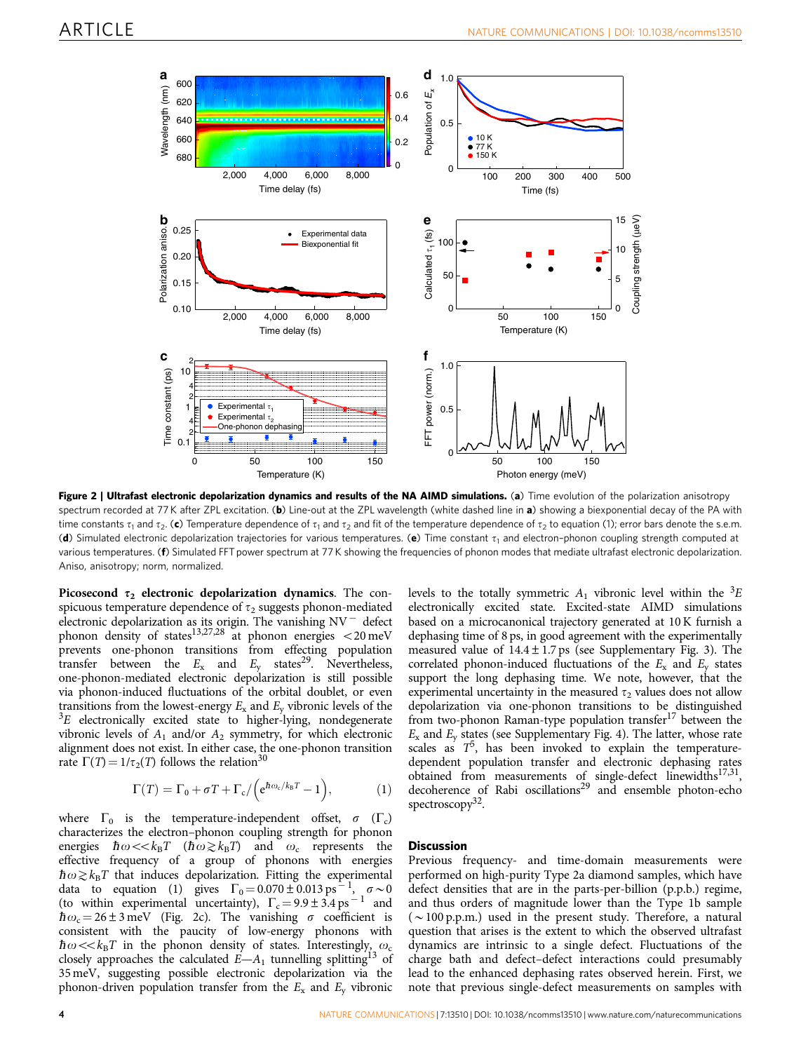**Figure 2 | Ultrafast electronic depolarization dynamics and results of the NA AIMD simulations.** (**a**) Time evolution of the polarization anisotropy spectrum recorded at 77 K after ZPL excitation. (**b**) Line-out at the ZPL wavelength (white dashed line in **a**) showing a biexponential decay of the PA with time constants $\tau_1$ and $\tau_2$. (**c**) Temperature dependence of $\tau_1$ and $\tau_2$ and fit of the temperature dependence of $\tau_2$ to equation (1); error bars denote the s.e.m. (**d**) Simulated electronic depolarization trajectories for various temperatures. (**e**) Time constant $\tau_1$ and electron–phonon coupling strength computed at various temperatures. (**f**) Simulated FFT power spectrum at 77 K showing the frequencies of phonon modes that mediate ultrafast electronic depolarization. Aniso, anisotropy; norm, normalized.

**Picosecond $\tau_2$ electronic depolarization dynamics**. The conspicuous temperature dependence of $\tau_2$ suggests phonon-mediated electronic depolarization as its origin. The vanishing $NV^-$ defect phonon density of states[13,27,28] at phonon energies <20 meV prevents one-phonon transitions from effecting population transfer between the $E_x$ and $E_y$ states[29]. Nevertheless, one-phonon-mediated electronic depolarization is still possible via phonon-induced fluctuations of the orbital doublet, or even transitions from the lowest-energy $E_x$ and $E_y$ vibronic levels of the $^3E$ electronically excited state to higher-lying, nondegenerate vibronic levels of $A_1$ and/or $A_2$ symmetry, for which electronic alignment does not exist. In either case, the one-phonon transition rate $\Gamma(T) = 1/\tau_2(T)$ follows the relation[30]

$$\Gamma(T) = \Gamma_0 + \sigma T + \Gamma_c / \left(e^{\hbar\omega_c/k_BT} - 1\right), \tag{1}$$

where $\Gamma_0$ is the temperature-independent offset, $\sigma$ ($\Gamma_c$) characterizes the electron–phonon coupling strength for phonon energies $\hbar\omega << k_BT$ ($\hbar\omega \gtrsim k_BT$) and $\omega_c$ represents the effective frequency of a group of phonons with energies $\hbar\omega \gtrsim k_BT$ that induces depolarization. Fitting the experimental data to equation (1) gives $\Gamma_0 = 0.070 \pm 0.013\,\text{ps}^{-1}$, $\sigma \sim 0$ (to within experimental uncertainty), $\Gamma_c = 9.9 \pm 3.4\,\text{ps}^{-1}$ and $\hbar\omega_c = 26 \pm 3$ meV (Fig. 2c). The vanishing $\sigma$ coefficient is consistent with the paucity of low-energy phonons with $\hbar\omega << k_BT$ in the phonon density of states. Interestingly, $\omega_c$ closely approaches the calculated $E$—$A_1$ tunnelling splitting[13] of 35 meV, suggesting possible electronic depolarization via the phonon-driven population transfer from the $E_x$ and $E_y$ vibronic levels to the totally symmetric $A_1$ vibronic level within the $^3E$ electronically excited state. Excited-state AIMD simulations based on a microcanonical trajectory generated at 10 K furnish a dephasing time of 8 ps, in good agreement with the experimentally measured value of $14.4 \pm 1.7$ ps (see Supplementary Fig. 3). The correlated phonon-induced fluctuations of the $E_x$ and $E_y$ states support the long dephasing time. We note, however, that the experimental uncertainty in the measured $\tau_2$ values does not allow depolarization via one-phonon transitions to be distinguished from two-phonon Raman-type population transfer[17] between the $E_x$ and $E_y$ states (see Supplementary Fig. 4). The latter, whose rate scales as $T^5$, has been invoked to explain the temperature-dependent population transfer and electronic dephasing rates obtained from measurements of single-defect linewidths[17,31], decoherence of Rabi oscillations[29] and ensemble photon-echo spectroscopy[32].

## Discussion

Previous frequency- and time-domain measurements were performed on high-purity Type 2a diamond samples, which have defect densities that are in the parts-per-billion (p.p.b.) regime, and thus orders of magnitude lower than the Type 1b sample (~100 p.p.m.) used in the present study. Therefore, a natural question that arises is the extent to which the observed ultrafast dynamics are intrinsic to a single defect. Fluctuations of the charge bath and defect–defect interactions could presumably lead to the enhanced dephasing rates observed herein. First, we note that previous single-defect measurements on samples with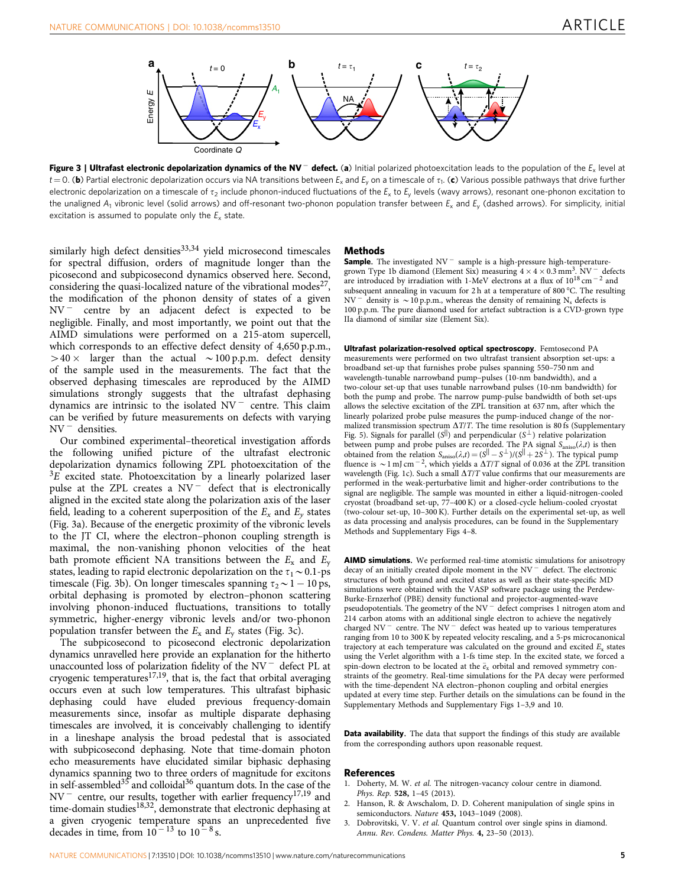**Figure 3 | Ultrafast electronic depolarization dynamics of the $NV^-$ defect.** (**a**) Initial polarized photoexcitation leads to the population of the $E_x$ level at $t = 0$. (**b**) Partial electronic depolarization occurs via NA transitions between $E_x$ and $E_y$ on a timescale of $\tau_1$. (**c**) Various possible pathways that drive further electronic depolarization on a timescale of $\tau_2$ include phonon-induced fluctuations of the $E_x$ to $E_y$ levels (wavy arrows), resonant one-phonon excitation to the unaligned $A_1$ vibronic level (solid arrows) and off-resonant two-phonon population transfer between $E_x$ and $E_y$ (dashed arrows). For simplicity, initial excitation is assumed to populate only the $E_x$ state.

similarly high defect densities[33,34] yield microsecond timescales for spectral diffusion, orders of magnitude longer than the picosecond and subpicosecond dynamics observed here. Second, considering the quasi-localized nature of the vibrational modes[27], the modification of the phonon density of states of a given $NV^-$ centre by an adjacent defect is expected to be negligible. Finally, and most importantly, we point out that the AIMD simulations were performed on a 215-atom supercell, which corresponds to an effective defect density of 4,650 p.p.m., $>40\times$ larger than the actual $\sim$100 p.p.m. defect density of the sample used in the measurements. The fact that the observed dephasing timescales are reproduced by the AIMD simulations strongly suggests that the ultrafast dephasing dynamics are intrinsic to the isolated $NV^-$ centre. This claim can be verified by future measurements on defects with varying $NV^-$ densities.

Our combined experimental–theoretical investigation affords the following unified picture of the ultrafast electronic depolarization dynamics following ZPL photoexcitation of the $^3E$ excited state. Photoexcitation by a linearly polarized laser pulse at the ZPL creates a $NV^-$ defect that is electronically aligned in the excited state along the polarization axis of the laser field, leading to a coherent superposition of the $E_x$ and $E_y$ states (Fig. 3a). Because of the energetic proximity of the vibronic levels to the JT CI, where the electron–phonon coupling strength is maximal, the non-vanishing phonon velocities of the heat bath promote efficient NA transitions between the $E_x$ and $E_y$ states, leading to rapid electronic depolarization on the $\tau_1 \sim 0.1$-ps timescale (Fig. 3b). On longer timescales spanning $\tau_2 \sim 1-10$ ps, orbital dephasing is promoted by electron–phonon scattering involving phonon-induced fluctuations, transitions to totally symmetric, higher-energy vibronic levels and/or two-phonon population transfer between the $E_x$ and $E_y$ states (Fig. 3c).

The subpicosecond to picosecond electronic depolarization dynamics unravelled here provide an explanation for the hitherto unaccounted loss of polarization fidelity of the $NV^-$ defect PL at cryogenic temperatures[17,19], that is, the fact that orbital averaging occurs even at such low temperatures. This ultrafast biphasic dephasing could have eluded previous frequency-domain measurements since, insofar as multiple disparate dephasing timescales are involved, it is conceivably challenging to identify in a lineshape analysis the broad pedestal that is associated with subpicosecond dephasing. Note that time-domain photon echo measurements have elucidated similar biphasic dephasing dynamics spanning two to three orders of magnitude for excitons in self-assembled[35] and colloidal[36] quantum dots. In the case of the $NV^-$ centre, our results, together with earlier frequency[17,19] and time-domain studies[18,32], demonstrate that electronic dephasing at a given cryogenic temperature spans an unprecedented five decades in time, from $10^{-13}$ to $10^{-8}$ s.

## Methods

**Sample.** The investigated $NV^-$ sample is a high-pressure high-temperature-grown Type 1b diamond (Element Six) measuring $4\times4\times0.3\,\text{mm}^3$. $NV^-$ defects are introduced by irradiation with 1-MeV electrons at a flux of $10^{18}\,\text{cm}^{-2}$ and subsequent annealing in vacuum for 2 h at a temperature of 800 °C. The resulting $NV^-$ density is $\sim$10 p.p.m., whereas the density of remaining $N_s$ defects is 100 p.p.m. The pure diamond used for artefact subtraction is a CVD-grown type IIa diamond of similar size (Element Six).

**Ultrafast polarization-resolved optical spectroscopy.** Femtosecond PA measurements were performed on two ultrafast transient absorption set-ups: a broadband set-up that furnishes probe pulses spanning 550–750 nm and wavelength-tunable narrowband pump–pulses (10-nm bandwidth), and a two-colour set-up that uses tunable narrowband pulses (10-nm bandwidth) for both the pump and probe. The narrow pump-pulse bandwidth of both set-ups allows the selective excitation of the ZPL transition at 637 nm, after which the linearly polarized probe pulse measures the pump-induced change of the normalized transmission spectrum $\Delta T/T$. The time resolution is 80 fs (Supplementary Fig. 5). Signals for parallel ($S^{\parallel}$) and perpendicular ($S^{\perp}$) relative polarization between pump and probe pulses are recorded. The PA signal $S_{\text{aniso}}(\lambda,t)$ is then obtained from the relation $S_{\text{aniso}}(\lambda,t) = (S^{\parallel} - S^{\perp})/(S^{\parallel} + 2S^{\perp})$. The typical pump fluence is $\sim 1\,\text{mJ}\,\text{cm}^{-2}$, which yields a $\Delta T/T$ signal of 0.036 at the ZPL transition wavelength (Fig. 1c). Such a small $\Delta T/T$ value confirms that our measurements are performed in the weak-perturbative limit and higher-order contributions to the signal are negligible. The sample was mounted in either a liquid-nitrogen-cooled cryostat (broadband set-up, 77–400 K) or a closed-cycle helium-cooled cryostat (two-colour set-up, 10–300 K). Further details on the experimental set-up, as well as data processing and analysis procedures, can be found in the Supplementary Methods and Supplementary Figs 4–8.

**AIMD simulations.** We performed real-time atomistic simulations for anisotropy decay of an initially created dipole moment in the $NV^-$ defect. The electronic structures of both ground and excited states as well as their state-specific MD simulations were obtained with the VASP software package using the Perdew-Burke-Ernzerhof (PBE) density functional and projector-augmented-wave pseudopotentials. The geometry of the $NV^-$ defect comprises 1 nitrogen atom and 214 carbon atoms with an additional single electron to achieve the negatively charged $NV^-$ centre. The $NV^-$ defect was heated up to various temperatures ranging from 10 to 300 K by repeated velocity rescaling, and a 5-ps microcanonical trajectory at each temperature was calculated on the ground and excited $E_x$ states using the Verlet algorithm with a 1-fs time step. In the excited state, we forced a spin-down electron to be located at the $\bar{e}_x$ orbital and removed symmetry constraints of the geometry. Real-time simulations for the PA decay were performed with the time-dependent NA electron–phonon coupling and orbital energies updated at every time step. Further details on the simulations can be found in the Supplementary Methods and Supplementary Figs 1–3,9 and 10.

**Data availability.** The data that support the findings of this study are available from the corresponding authors upon reasonable request.

## References

1. Doherty, M. W. *et al.* The nitrogen-vacancy colour centre in diamond. *Phys. Rep.* **528,** 1–45 (2013).
2. Hanson, R. & Awschalom, D. D. Coherent manipulation of single spins in semiconductors. *Nature* **453,** 1043–1049 (2008).
3. Dobrovitski, V. V. *et al.* Quantum control over single spins in diamond. *Annu. Rev. Condens. Matter Phys.* **4,** 23–50 (2013).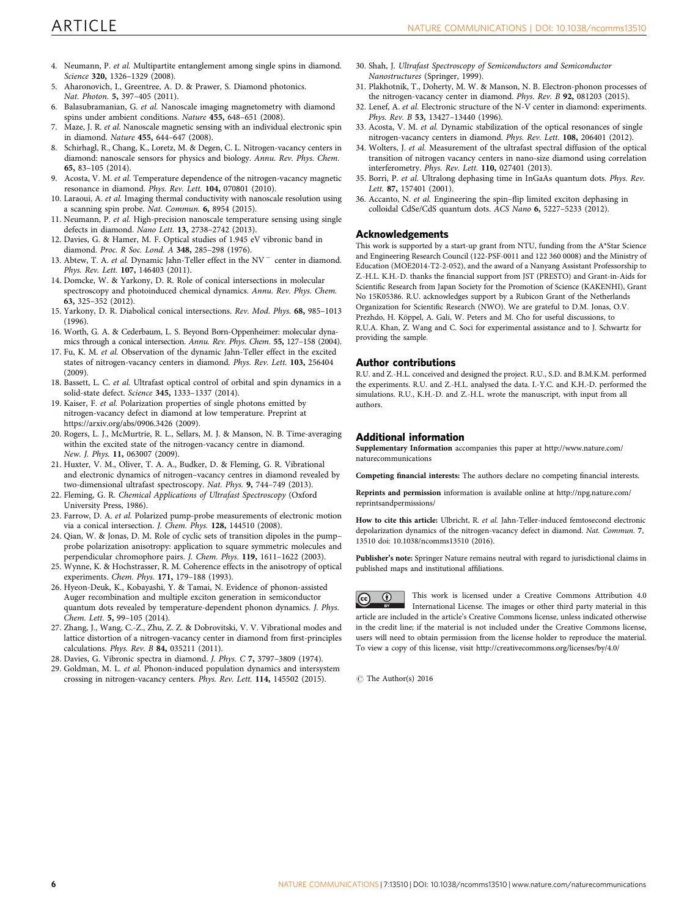4. Neumann, P. *et al.* Multipartite entanglement among single spins in diamond. *Science* **320,** 1326–1329 (2008).
5. Aharonovich, I., Greentree, A. D. & Prawer, S. Diamond photonics. *Nat. Photon.* **5,** 397–405 (2011).
6. Balasubramanian, G. *et al.* Nanoscale imaging magnetometry with diamond spins under ambient conditions. *Nature* **455,** 648–651 (2008).
7. Maze, J. R. *et al.* Nanoscale magnetic sensing with an individual electronic spin in diamond. *Nature* **455,** 644–647 (2008).
8. Schirhagl, R., Chang, K., Loretz, M. & Degen, C. L. Nitrogen-vacancy centers in diamond: nanoscale sensors for physics and biology. *Annu. Rev. Phys. Chem.* **65,** 83–105 (2014).
9. Acosta, V. M. *et al.* Temperature dependence of the nitrogen-vacancy magnetic resonance in diamond. *Phys. Rev. Lett.* **104,** 070801 (2010).
10. Laraoui, A. *et al.* Imaging thermal conductivity with nanoscale resolution using a scanning spin probe. *Nat. Commun.* **6,** 8954 (2015).
11. Neumann, P. *et al.* High-precision nanoscale temperature sensing using single defects in diamond. *Nano Lett.* **13,** 2738–2742 (2013).
12. Davies, G. & Hamer, M. F. Optical studies of 1.945 eV vibronic band in diamond. *Proc. R Soc. Lond. A* **348,** 285–298 (1976).
13. Abtew, T. A. *et al.* Dynamic Jahn-Teller effect in the $NV^-$ center in diamond. *Phys. Rev. Lett.* **107,** 146403 (2011).
14. Domcke, W. & Yarkony, D. R. Role of conical intersections in molecular spectroscopy and photoinduced chemical dynamics. *Annu. Rev. Phys. Chem.* **63,** 325–352 (2012).
15. Yarkony, D. R. Diabolical conical intersections. *Rev. Mod. Phys.* **68,** 985–1013 (1996).
16. Worth, G. A. & Cederbaum, L. S. Beyond Born-Oppenheimer: molecular dynamics through a conical intersection. *Annu. Rev. Phys. Chem.* **55,** 127–158 (2004).
17. Fu, K. M. *et al.* Observation of the dynamic Jahn-Teller effect in the excited states of nitrogen-vacancy centers in diamond. *Phys. Rev. Lett.* **103,** 256404 (2009).
18. Bassett, L. C. *et al.* Ultrafast optical control of orbital and spin dynamics in a solid-state defect. *Science* **345,** 1333–1337 (2014).
19. Kaiser, F. *et al.* Polarization properties of single photons emitted by nitrogen-vacancy defect in diamond at low temperature. Preprint at https://arxiv.org/abs/0906.3426 (2009).
20. Rogers, L. J., McMurtrie, R. L., Sellars, M. J. & Manson, N. B. Time-averaging within the excited state of the nitrogen-vacancy centre in diamond. *New. J. Phys.* **11,** 063007 (2009).
21. Huxter, V. M., Oliver, T. A. A., Budker, D. & Fleming, G. R. Vibrational and electronic dynamics of nitrogen–vacancy centres in diamond revealed by two-dimensional ultrafast spectroscopy. *Nat. Phys.* **9,** 744–749 (2013).
22. Fleming, G. R. *Chemical Applications of Ultrafast Spectroscopy* (Oxford University Press, 1986).
23. Farrow, D. A. *et al.* Polarized pump-probe measurements of electronic motion via a conical intersection. *J. Chem. Phys.* **128,** 144510 (2008).
24. Qian, W. & Jonas, D. M. Role of cyclic sets of transition dipoles in the pump–probe polarization anisotropy: application to square symmetric molecules and perpendicular chromophore pairs. *J. Chem. Phys.* **119,** 1611–1622 (2003).
25. Wynne, K. & Hochstrasser, R. M. Coherence effects in the anisotropy of optical experiments. *Chem. Phys.* **171,** 179–188 (1993).
26. Hyeon-Deuk, K., Kobayashi, Y. & Tamai, N. Evidence of phonon-assisted Auger recombination and multiple exciton generation in semiconductor quantum dots revealed by temperature-dependent phonon dynamics. *J. Phys. Chem. Lett.* **5,** 99–105 (2014).
27. Zhang, J., Wang, C.-Z., Zhu, Z. Z. & Dobrovitski, V. V. Vibrational modes and lattice distortion of a nitrogen-vacancy center in diamond from first-principles calculations. *Phys. Rev. B* **84,** 035211 (2011).
28. Davies, G. Vibronic spectra in diamond. *J. Phys. C* **7,** 3797–3809 (1974).
29. Goldman, M. L. *et al.* Phonon-induced population dynamics and intersystem crossing in nitrogen-vacancy centers. *Phys. Rev. Lett.* **114,** 145502 (2015).
30. Shah, J. *Ultrafast Spectroscopy of Semiconductors and Semiconductor Nanostructures* (Springer, 1999).
31. Plakhotnik, T., Doherty, M. W. & Manson, N. B. Electron-phonon processes of the nitrogen-vacancy center in diamond. *Phys. Rev. B* **92,** 081203 (2015).
32. Lenef, A. *et al.* Electronic structure of the N-V center in diamond: experiments. *Phys. Rev. B* **53,** 13427–13440 (1996).
33. Acosta, V. M. *et al.* Dynamic stabilization of the optical resonances of single nitrogen-vacancy centers in diamond. *Phys. Rev. Lett.* **108,** 206401 (2012).
34. Wolters, J. *et al.* Measurement of the ultrafast spectral diffusion of the optical transition of nitrogen vacancy centers in nano-size diamond using correlation interferometry. *Phys. Rev. Lett.* **110,** 027401 (2013).
35. Borri, P. *et al.* Ultralong dephasing time in InGaAs quantum dots. *Phys. Rev. Lett.* **87,** 157401 (2001).
36. Accanto, N. *et al.* Engineering the spin–flip limited exciton dephasing in colloidal CdSe/CdS quantum dots. *ACS Nano* **6,** 5227–5233 (2012).

## Acknowledgements

This work is supported by a start-up grant from NTU, funding from the A*Star Science and Engineering Research Council (122-PSF-0011 and 122 360 0008) and the Ministry of Education (MOE2014-T2-2-052), and the award of a Nanyang Assistant Professorship to Z.-H.L. K.H.-D. thanks the financial support from JST (PRESTO) and Grant-in-Aids for Scientific Research from Japan Society for the Promotion of Science (KAKENHI), Grant No 15K05386. R.U. acknowledges support by a Rubicon Grant of the Netherlands Organization for Scientific Research (NWO). We are grateful to D.M. Jonas, O.V. Prezhdo, H. Köppel, A. Gali, W. Peters and M. Cho for useful discussions, to R.U.A. Khan, Z. Wang and C. Soci for experimental assistance and to J. Schwartz for providing the sample.

## Author contributions

R.U. and Z.-H.L. conceived and designed the project. R.U., S.D. and B.M.K.M. performed the experiments. R.U. and Z.-H.L. analysed the data. I.-Y.C. and K.H.-D. performed the simulations. R.U., K.H.-D. and Z.-H.L. wrote the manuscript, with input from all authors.

## Additional information

**Supplementary Information** accompanies this paper at http://www.nature.com/naturecommunications

**Competing financial interests:** The authors declare no competing financial interests.

**Reprints and permission** information is available online at http://npg.nature.com/reprintsandpermissions/

**How to cite this article:** Ulbricht, R. *et al.* Jahn-Teller-induced femtosecond electronic depolarization dynamics of the nitrogen-vacancy defect in diamond. *Nat. Commun.* **7,** 13510 doi: 10.1038/ncomms13510 (2016).

**Publisher's note:** Springer Nature remains neutral with regard to jurisdictional claims in published maps and institutional affiliations.

This work is licensed under a Creative Commons Attribution 4.0 International License. The images or other third party material in this article are included in the article's Creative Commons license, unless indicated otherwise in the credit line; if the material is not included under the Creative Commons license, users will need to obtain permission from the license holder to reproduce the material. To view a copy of this license, visit http://creativecommons.org/licenses/by/4.0/

© The Author(s) 2016